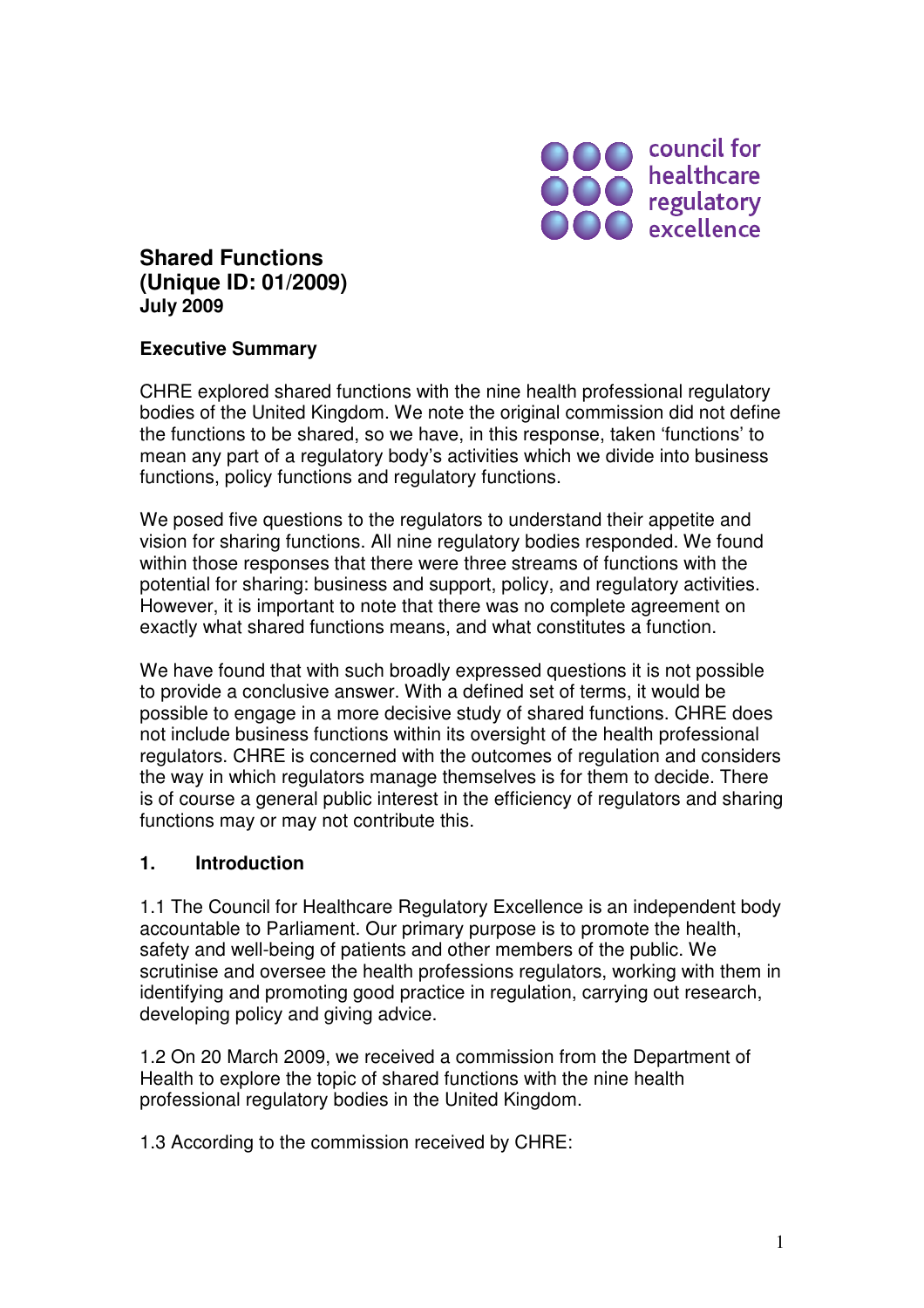council for healthcare regulatory excellence

# Shared Functions
## (Unique ID: 01/2009)
**July 2009**

### Executive Summary

CHRE explored shared functions with the nine health professional regulatory bodies of the United Kingdom. We note the original commission did not define the functions to be shared, so we have, in this response, taken 'functions' to mean any part of a regulatory body's activities which we divide into business functions, policy functions and regulatory functions.

We posed five questions to the regulators to understand their appetite and vision for sharing functions. All nine regulatory bodies responded. We found within those responses that there were three streams of functions with the potential for sharing: business and support, policy, and regulatory activities. However, it is important to note that there was no complete agreement on exactly what shared functions means, and what constitutes a function.

We have found that with such broadly expressed questions it is not possible to provide a conclusive answer. With a defined set of terms, it would be possible to engage in a more decisive study of shared functions. CHRE does not include business functions within its oversight of the health professional regulators. CHRE is concerned with the outcomes of regulation and considers the way in which regulators manage themselves is for them to decide. There is of course a general public interest in the efficiency of regulators and sharing functions may or may not contribute this.

### 1. Introduction

1.1 The Council for Healthcare Regulatory Excellence is an independent body accountable to Parliament. Our primary purpose is to promote the health, safety and well-being of patients and other members of the public. We scrutinise and oversee the health professions regulators, working with them in identifying and promoting good practice in regulation, carrying out research, developing policy and giving advice.

1.2 On 20 March 2009, we received a commission from the Department of Health to explore the topic of shared functions with the nine health professional regulatory bodies in the United Kingdom.

1.3 According to the commission received by CHRE: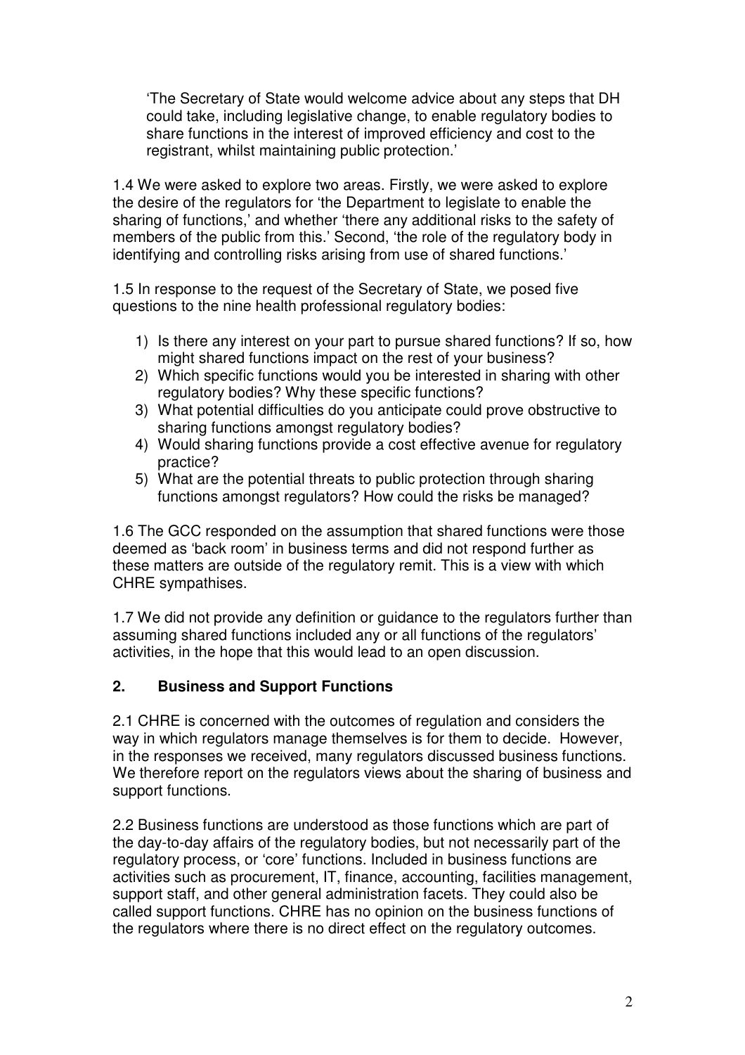> 'The Secretary of State would welcome advice about any steps that DH could take, including legislative change, to enable regulatory bodies to share functions in the interest of improved efficiency and cost to the registrant, whilst maintaining public protection.'

1.4 We were asked to explore two areas. Firstly, we were asked to explore the desire of the regulators for 'the Department to legislate to enable the sharing of functions,' and whether 'there any additional risks to the safety of members of the public from this.' Second, 'the role of the regulatory body in identifying and controlling risks arising from use of shared functions.'

1.5 In response to the request of the Secretary of State, we posed five questions to the nine health professional regulatory bodies:

1) Is there any interest on your part to pursue shared functions? If so, how might shared functions impact on the rest of your business?
2) Which specific functions would you be interested in sharing with other regulatory bodies? Why these specific functions?
3) What potential difficulties do you anticipate could prove obstructive to sharing functions amongst regulatory bodies?
4) Would sharing functions provide a cost effective avenue for regulatory practice?
5) What are the potential threats to public protection through sharing functions amongst regulators? How could the risks be managed?

1.6 The GCC responded on the assumption that shared functions were those deemed as 'back room' in business terms and did not respond further as these matters are outside of the regulatory remit. This is a view with which CHRE sympathises.

1.7 We did not provide any definition or guidance to the regulators further than assuming shared functions included any or all functions of the regulators' activities, in the hope that this would lead to an open discussion.

## 2. Business and Support Functions

2.1 CHRE is concerned with the outcomes of regulation and considers the way in which regulators manage themselves is for them to decide. However, in the responses we received, many regulators discussed business functions. We therefore report on the regulators views about the sharing of business and support functions.

2.2 Business functions are understood as those functions which are part of the day-to-day affairs of the regulatory bodies, but not necessarily part of the regulatory process, or 'core' functions. Included in business functions are activities such as procurement, IT, finance, accounting, facilities management, support staff, and other general administration facets. They could also be called support functions. CHRE has no opinion on the business functions of the regulators where there is no direct effect on the regulatory outcomes.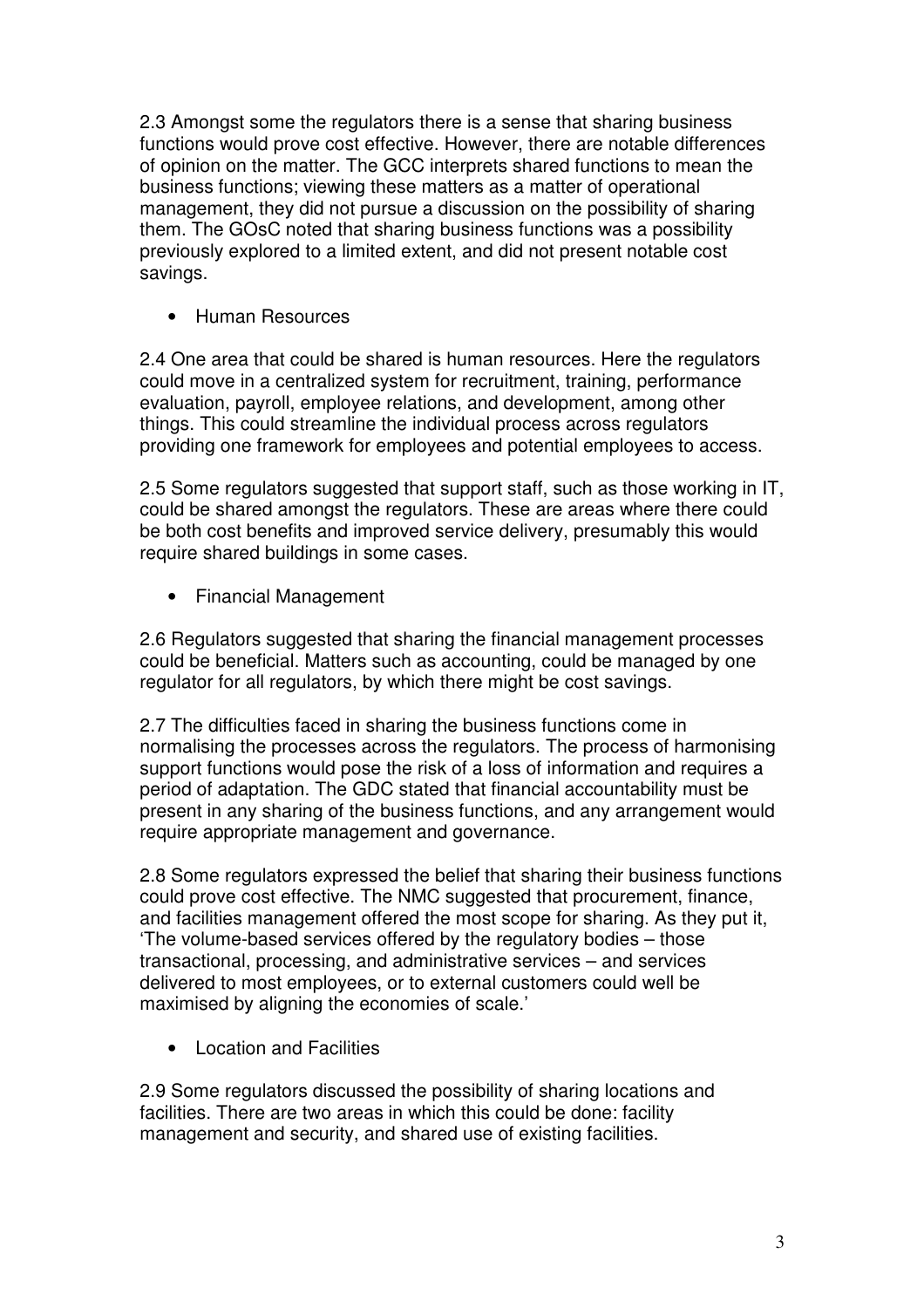2.3 Amongst some the regulators there is a sense that sharing business functions would prove cost effective. However, there are notable differences of opinion on the matter. The GCC interprets shared functions to mean the business functions; viewing these matters as a matter of operational management, they did not pursue a discussion on the possibility of sharing them. The GOsC noted that sharing business functions was a possibility previously explored to a limited extent, and did not present notable cost savings.

- Human Resources

2.4 One area that could be shared is human resources. Here the regulators could move in a centralized system for recruitment, training, performance evaluation, payroll, employee relations, and development, among other things. This could streamline the individual process across regulators providing one framework for employees and potential employees to access.

2.5 Some regulators suggested that support staff, such as those working in IT, could be shared amongst the regulators. These are areas where there could be both cost benefits and improved service delivery, presumably this would require shared buildings in some cases.

- Financial Management

2.6 Regulators suggested that sharing the financial management processes could be beneficial. Matters such as accounting, could be managed by one regulator for all regulators, by which there might be cost savings.

2.7 The difficulties faced in sharing the business functions come in normalising the processes across the regulators. The process of harmonising support functions would pose the risk of a loss of information and requires a period of adaptation. The GDC stated that financial accountability must be present in any sharing of the business functions, and any arrangement would require appropriate management and governance.

2.8 Some regulators expressed the belief that sharing their business functions could prove cost effective. The NMC suggested that procurement, finance, and facilities management offered the most scope for sharing. As they put it, 'The volume-based services offered by the regulatory bodies – those transactional, processing, and administrative services – and services delivered to most employees, or to external customers could well be maximised by aligning the economies of scale.'

- Location and Facilities

2.9 Some regulators discussed the possibility of sharing locations and facilities. There are two areas in which this could be done: facility management and security, and shared use of existing facilities.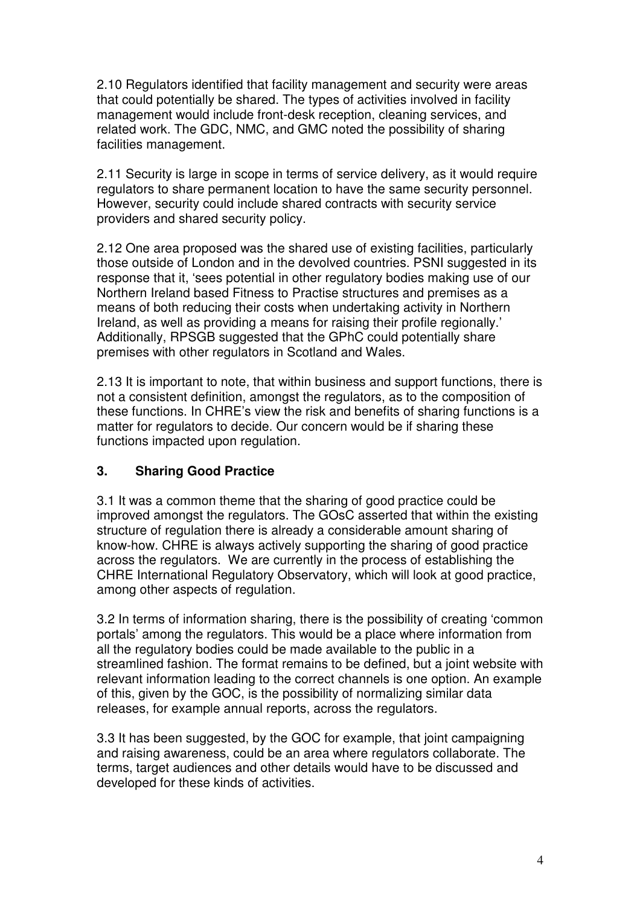2.10 Regulators identified that facility management and security were areas that could potentially be shared. The types of activities involved in facility management would include front-desk reception, cleaning services, and related work. The GDC, NMC, and GMC noted the possibility of sharing facilities management.

2.11 Security is large in scope in terms of service delivery, as it would require regulators to share permanent location to have the same security personnel. However, security could include shared contracts with security service providers and shared security policy.

2.12 One area proposed was the shared use of existing facilities, particularly those outside of London and in the devolved countries. PSNI suggested in its response that it, 'sees potential in other regulatory bodies making use of our Northern Ireland based Fitness to Practise structures and premises as a means of both reducing their costs when undertaking activity in Northern Ireland, as well as providing a means for raising their profile regionally.' Additionally, RPSGB suggested that the GPhC could potentially share premises with other regulators in Scotland and Wales.

2.13 It is important to note, that within business and support functions, there is not a consistent definition, amongst the regulators, as to the composition of these functions. In CHRE's view the risk and benefits of sharing functions is a matter for regulators to decide. Our concern would be if sharing these functions impacted upon regulation.

## 3. Sharing Good Practice

3.1 It was a common theme that the sharing of good practice could be improved amongst the regulators. The GOsC asserted that within the existing structure of regulation there is already a considerable amount sharing of know-how. CHRE is always actively supporting the sharing of good practice across the regulators. We are currently in the process of establishing the CHRE International Regulatory Observatory, which will look at good practice, among other aspects of regulation.

3.2 In terms of information sharing, there is the possibility of creating 'common portals' among the regulators. This would be a place where information from all the regulatory bodies could be made available to the public in a streamlined fashion. The format remains to be defined, but a joint website with relevant information leading to the correct channels is one option. An example of this, given by the GOC, is the possibility of normalizing similar data releases, for example annual reports, across the regulators.

3.3 It has been suggested, by the GOC for example, that joint campaigning and raising awareness, could be an area where regulators collaborate. The terms, target audiences and other details would have to be discussed and developed for these kinds of activities.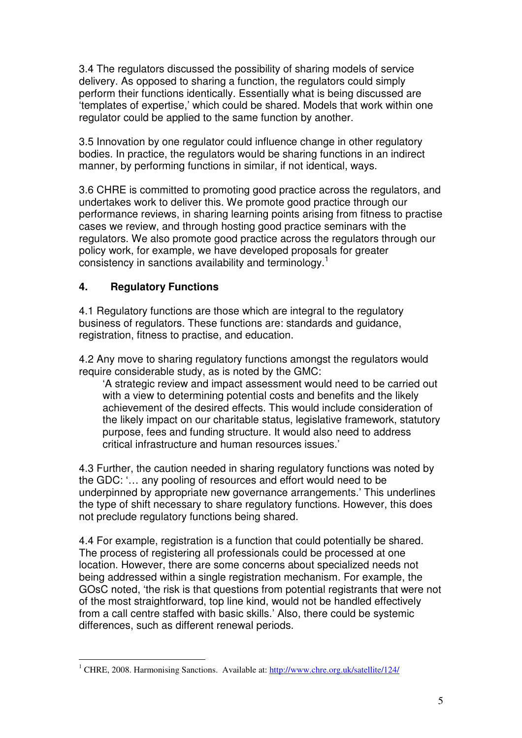3.4 The regulators discussed the possibility of sharing models of service delivery. As opposed to sharing a function, the regulators could simply perform their functions identically. Essentially what is being discussed are 'templates of expertise,' which could be shared. Models that work within one regulator could be applied to the same function by another.

3.5 Innovation by one regulator could influence change in other regulatory bodies. In practice, the regulators would be sharing functions in an indirect manner, by performing functions in similar, if not identical, ways.

3.6 CHRE is committed to promoting good practice across the regulators, and undertakes work to deliver this. We promote good practice through our performance reviews, in sharing learning points arising from fitness to practise cases we review, and through hosting good practice seminars with the regulators. We also promote good practice across the regulators through our policy work, for example, we have developed proposals for greater consistency in sanctions availability and terminology.[1]

## 4. Regulatory Functions

4.1 Regulatory functions are those which are integral to the regulatory business of regulators. These functions are: standards and guidance, registration, fitness to practise, and education.

4.2 Any move to sharing regulatory functions amongst the regulators would require considerable study, as is noted by the GMC:

> 'A strategic review and impact assessment would need to be carried out with a view to determining potential costs and benefits and the likely achievement of the desired effects. This would include consideration of the likely impact on our charitable status, legislative framework, statutory purpose, fees and funding structure. It would also need to address critical infrastructure and human resources issues.'

4.3 Further, the caution needed in sharing regulatory functions was noted by the GDC: '… any pooling of resources and effort would need to be underpinned by appropriate new governance arrangements.' This underlines the type of shift necessary to share regulatory functions. However, this does not preclude regulatory functions being shared.

4.4 For example, registration is a function that could potentially be shared. The process of registering all professionals could be processed at one location. However, there are some concerns about specialized needs not being addressed within a single registration mechanism. For example, the GOsC noted, 'the risk is that questions from potential registrants that were not of the most straightforward, top line kind, would not be handled effectively from a call centre staffed with basic skills.' Also, there could be systemic differences, such as different renewal periods.

---

[1] CHRE, 2008. Harmonising Sanctions. Available at: http://www.chre.org.uk/satellite/124/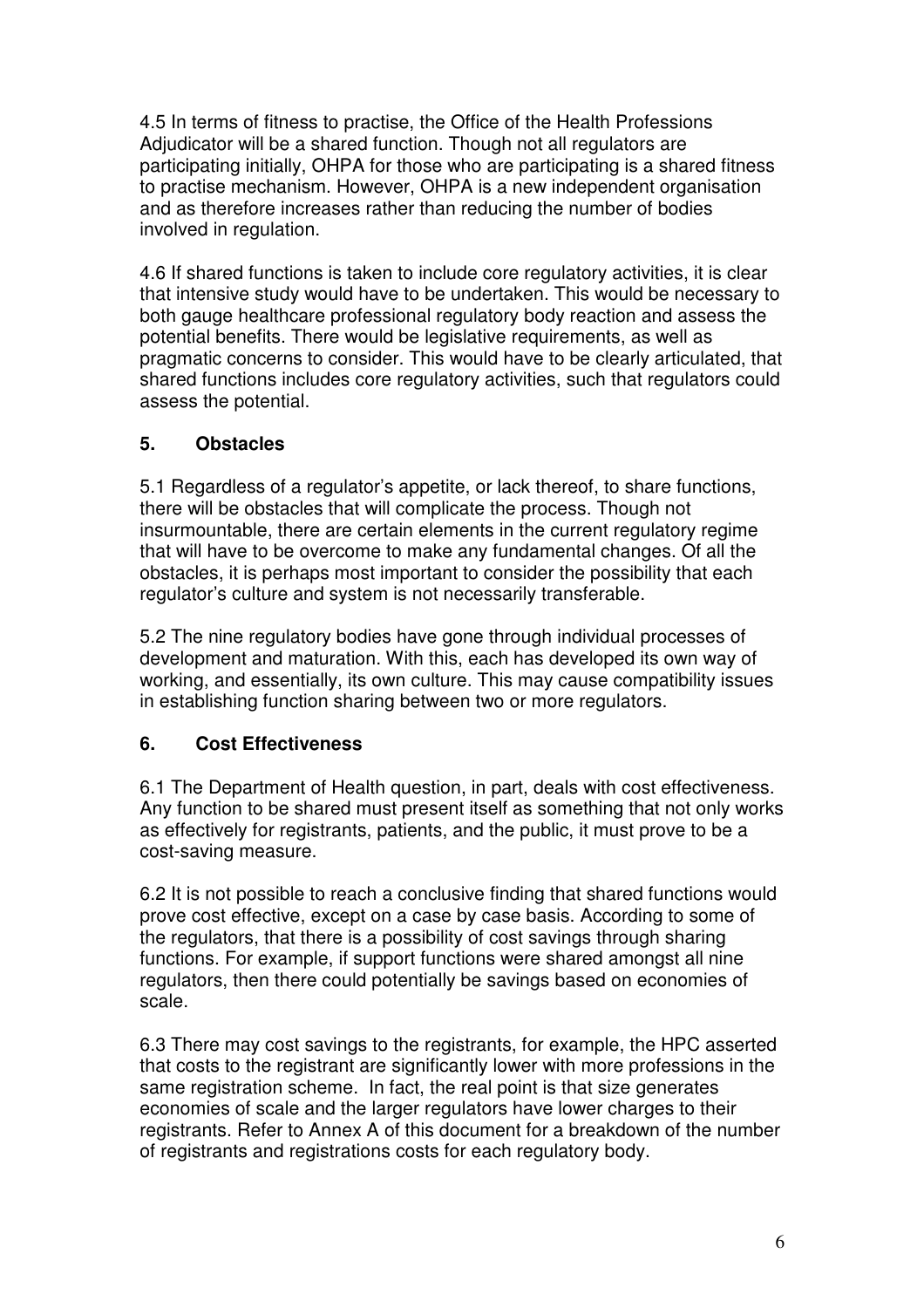4.5 In terms of fitness to practise, the Office of the Health Professions Adjudicator will be a shared function. Though not all regulators are participating initially, OHPA for those who are participating is a shared fitness to practise mechanism. However, OHPA is a new independent organisation and as therefore increases rather than reducing the number of bodies involved in regulation.

4.6 If shared functions is taken to include core regulatory activities, it is clear that intensive study would have to be undertaken. This would be necessary to both gauge healthcare professional regulatory body reaction and assess the potential benefits. There would be legislative requirements, as well as pragmatic concerns to consider. This would have to be clearly articulated, that shared functions includes core regulatory activities, such that regulators could assess the potential.

## 5. Obstacles

5.1 Regardless of a regulator's appetite, or lack thereof, to share functions, there will be obstacles that will complicate the process. Though not insurmountable, there are certain elements in the current regulatory regime that will have to be overcome to make any fundamental changes. Of all the obstacles, it is perhaps most important to consider the possibility that each regulator's culture and system is not necessarily transferable.

5.2 The nine regulatory bodies have gone through individual processes of development and maturation. With this, each has developed its own way of working, and essentially, its own culture. This may cause compatibility issues in establishing function sharing between two or more regulators.

## 6. Cost Effectiveness

6.1 The Department of Health question, in part, deals with cost effectiveness. Any function to be shared must present itself as something that not only works as effectively for registrants, patients, and the public, it must prove to be a cost-saving measure.

6.2 It is not possible to reach a conclusive finding that shared functions would prove cost effective, except on a case by case basis. According to some of the regulators, that there is a possibility of cost savings through sharing functions. For example, if support functions were shared amongst all nine regulators, then there could potentially be savings based on economies of scale.

6.3 There may cost savings to the registrants, for example, the HPC asserted that costs to the registrant are significantly lower with more professions in the same registration scheme. In fact, the real point is that size generates economies of scale and the larger regulators have lower charges to their registrants. Refer to Annex A of this document for a breakdown of the number of registrants and registrations costs for each regulatory body.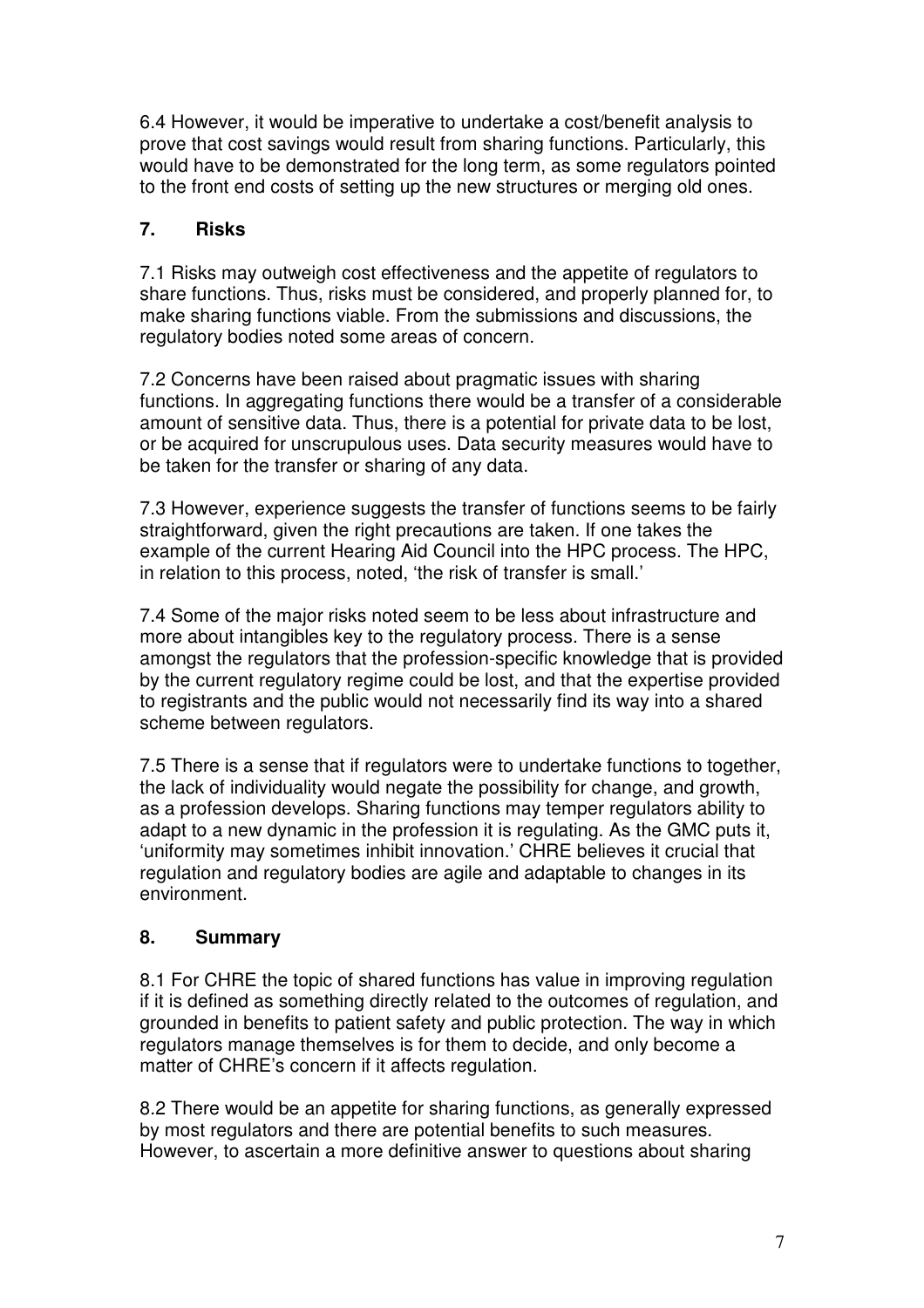6.4 However, it would be imperative to undertake a cost/benefit analysis to prove that cost savings would result from sharing functions. Particularly, this would have to be demonstrated for the long term, as some regulators pointed to the front end costs of setting up the new structures or merging old ones.

## 7. Risks

7.1 Risks may outweigh cost effectiveness and the appetite of regulators to share functions. Thus, risks must be considered, and properly planned for, to make sharing functions viable. From the submissions and discussions, the regulatory bodies noted some areas of concern.

7.2 Concerns have been raised about pragmatic issues with sharing functions. In aggregating functions there would be a transfer of a considerable amount of sensitive data. Thus, there is a potential for private data to be lost, or be acquired for unscrupulous uses. Data security measures would have to be taken for the transfer or sharing of any data.

7.3 However, experience suggests the transfer of functions seems to be fairly straightforward, given the right precautions are taken. If one takes the example of the current Hearing Aid Council into the HPC process. The HPC, in relation to this process, noted, 'the risk of transfer is small.'

7.4 Some of the major risks noted seem to be less about infrastructure and more about intangibles key to the regulatory process. There is a sense amongst the regulators that the profession-specific knowledge that is provided by the current regulatory regime could be lost, and that the expertise provided to registrants and the public would not necessarily find its way into a shared scheme between regulators.

7.5 There is a sense that if regulators were to undertake functions to together, the lack of individuality would negate the possibility for change, and growth, as a profession develops. Sharing functions may temper regulators ability to adapt to a new dynamic in the profession it is regulating. As the GMC puts it, 'uniformity may sometimes inhibit innovation.' CHRE believes it crucial that regulation and regulatory bodies are agile and adaptable to changes in its environment.

## 8. Summary

8.1 For CHRE the topic of shared functions has value in improving regulation if it is defined as something directly related to the outcomes of regulation, and grounded in benefits to patient safety and public protection. The way in which regulators manage themselves is for them to decide, and only become a matter of CHRE's concern if it affects regulation.

8.2 There would be an appetite for sharing functions, as generally expressed by most regulators and there are potential benefits to such measures. However, to ascertain a more definitive answer to questions about sharing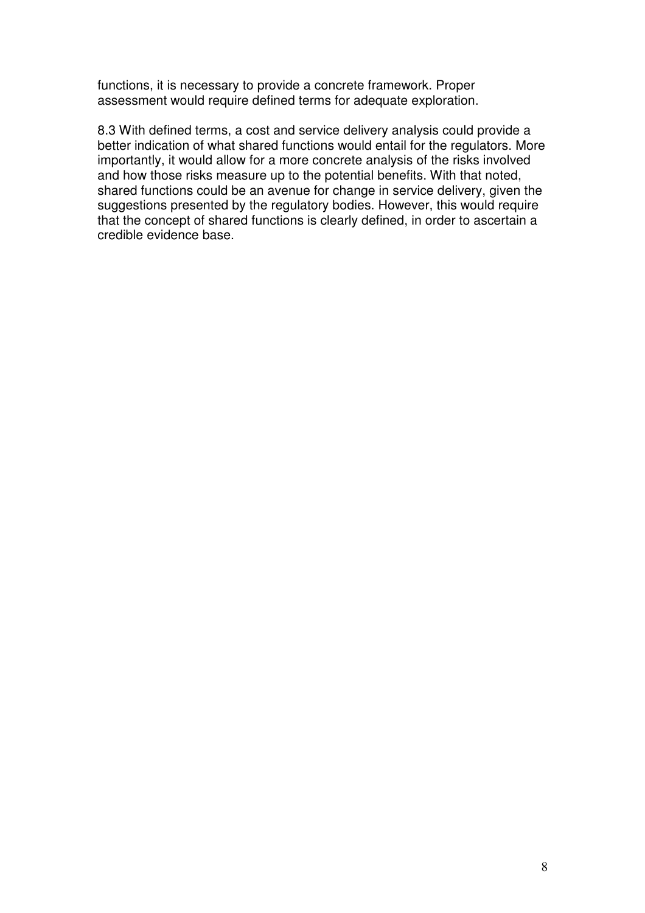functions, it is necessary to provide a concrete framework. Proper assessment would require defined terms for adequate exploration.

8.3 With defined terms, a cost and service delivery analysis could provide a better indication of what shared functions would entail for the regulators. More importantly, it would allow for a more concrete analysis of the risks involved and how those risks measure up to the potential benefits. With that noted, shared functions could be an avenue for change in service delivery, given the suggestions presented by the regulatory bodies. However, this would require that the concept of shared functions is clearly defined, in order to ascertain a credible evidence base.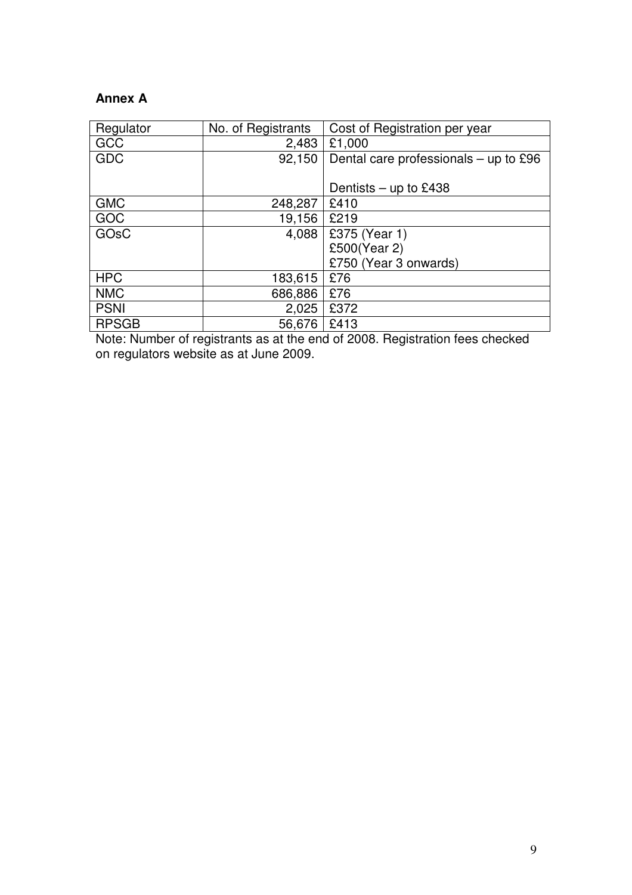**Annex A**

| Regulator | No. of Registrants | Cost of Registration per year |
|---|---|---|
| GCC | 2,483 | £1,000 |
| GDC | 92,150 | Dental care professionals – up to £96<br><br>Dentists – up to £438 |
| GMC | 248,287 | £410 |
| GOC | 19,156 | £219 |
| GOsC | 4,088 | £375 (Year 1)<br>£500(Year 2)<br>£750 (Year 3 onwards) |
| HPC | 183,615 | £76 |
| NMC | 686,886 | £76 |
| PSNI | 2,025 | £372 |
| RPSGB | 56,676 | £413 |

Note: Number of registrants as at the end of 2008. Registration fees checked on regulators website as at June 2009.